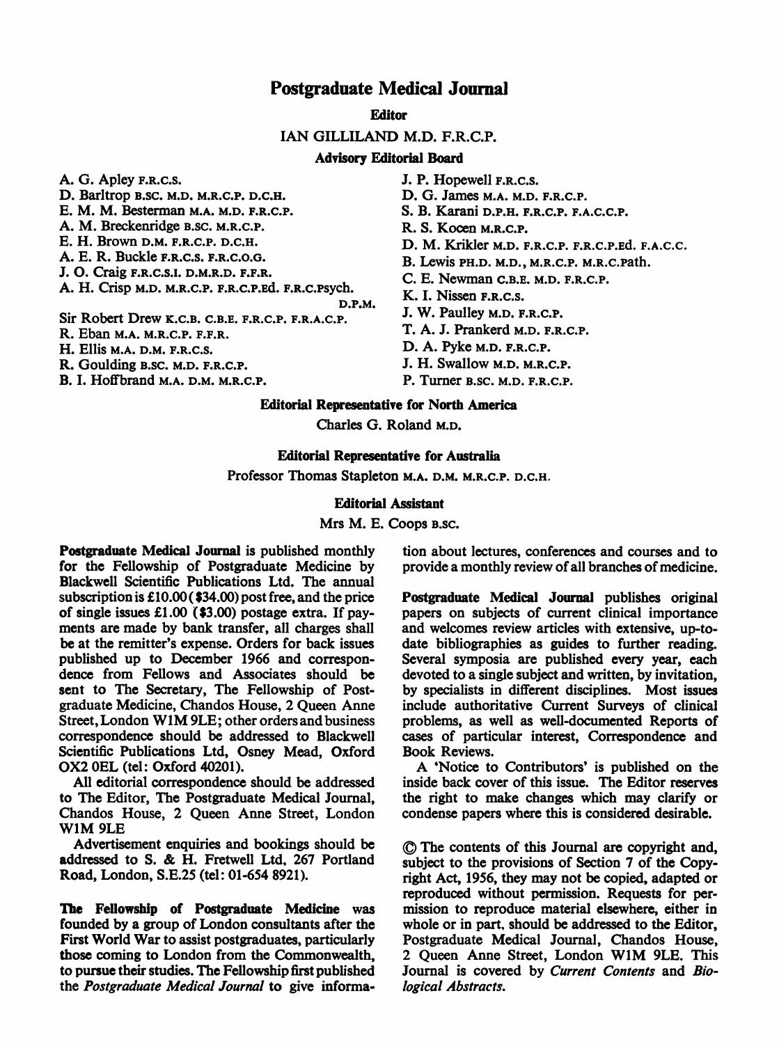# Postgraduate Medical Journal

**Editor**

IAN GILLILAND M.D. F.R.C.P.

**Advisory Editorial Board**

A. G. Apley F.R.C.S.
D. Barltrop B.SC. M.D. M.R.C.P. D.C.H.
E. M. M. Besterman M.A. M.D. F.R.C.P.
A. M. Breckenridge B.SC. M.R.C.P.
E. H. Brown D.M. F.R.C.P. D.C.H.
A. E. R. Buckle F.R.C.S. F.R.C.O.G.
J. O. Craig F.R.C.S.I. D.M.R.D. F.F.R.
A. H. Crisp M.D. M.R.C.P. F.R.C.P.Ed. F.R.C.Psych. D.P.M.
Sir Robert Drew K.C.B. C.B.E. F.R.C.P. F.R.A.C.P.
R. Eban M.A. M.R.C.P. F.F.R.
H. Ellis M.A. D.M. F.R.C.S.
R. Goulding B.SC. M.D. F.R.C.P.
B. I. Hoffbrand M.A. D.M. M.R.C.P.
J. P. Hopewell F.R.C.S.
D. G. James M.A. M.D. F.R.C.P.
S. B. Karani D.P.H. F.R.C.P. F.A.C.C.P.
R. S. Kocen M.R.C.P.
D. M. Krikler M.D. F.R.C.P. F.R.C.P.Ed. F.A.C.C.
B. Lewis PH.D. M.D., M.R.C.P. M.R.C.Path.
C. E. Newman C.B.E. M.D. F.R.C.P.
K. I. Nissen F.R.C.S.
J. W. Paulley M.D. F.R.C.P.
T. A. J. Prankerd M.D. F.R.C.P.
D. A. Pyke M.D. F.R.C.P.
J. H. Swallow M.D. M.R.C.P.
P. Turner B.SC. M.D. F.R.C.P.

**Editorial Representative for North America**

Charles G. Roland M.D.

**Editorial Representative for Australia**

Professor Thomas Stapleton M.A. D.M. M.R.C.P. D.C.H.

**Editorial Assistant**

Mrs M. E. Coops B.SC.

**Postgraduate Medical Journal** is published monthly for the Fellowship of Postgraduate Medicine by Blackwell Scientific Publications Ltd. The annual subscription is £10.00 ($34.00) post free, and the price of single issues £1.00 ($3.00) postage extra. If payments are made by bank transfer, all charges shall be at the remitter's expense. Orders for back issues published up to December 1966 and correspondence from Fellows and Associates should be sent to The Secretary, The Fellowship of Postgraduate Medicine, Chandos House, 2 Queen Anne Street, London W1M 9LE; other orders and business correspondence should be addressed to Blackwell Scientific Publications Ltd, Osney Mead, Oxford OX2 0EL (tel: Oxford 40201).

All editorial correspondence should be addressed to The Editor, The Postgraduate Medical Journal, Chandos House, 2 Queen Anne Street, London W1M 9LE

Advertisement enquiries and bookings should be addressed to S. & H. Fretwell Ltd, 267 Portland Road, London, S.E.25 (tel: 01-654 8921).

**The Fellowship of Postgraduate Medicine** was founded by a group of London consultants after the First World War to assist postgraduates, particularly those coming to London from the Commonwealth, to pursue their studies. The Fellowship first published the *Postgraduate Medical Journal* to give information about lectures, conferences and courses and to provide a monthly review of all branches of medicine.

**Postgraduate Medical Journal** publishes original papers on subjects of current clinical importance and welcomes review articles with extensive, up-to-date bibliographies as guides to further reading. Several symposia are published every year, each devoted to a single subject and written, by invitation, by specialists in different disciplines. Most issues include authoritative Current Surveys of clinical problems, as well as well-documented Reports of cases of particular interest, Correspondence and Book Reviews.

A 'Notice to Contributors' is published on the inside back cover of this issue. The Editor reserves the right to make changes which may clarify or condense papers where this is considered desirable.

© The contents of this Journal are copyright and, subject to the provisions of Section 7 of the Copyright Act, 1956, they may not be copied, adapted or reproduced without permission. Requests for permission to reproduce material elsewhere, either in whole or in part, should be addressed to the Editor, Postgraduate Medical Journal, Chandos House, 2 Queen Anne Street, London W1M 9LE. This Journal is covered by *Current Contents* and *Biological Abstracts*.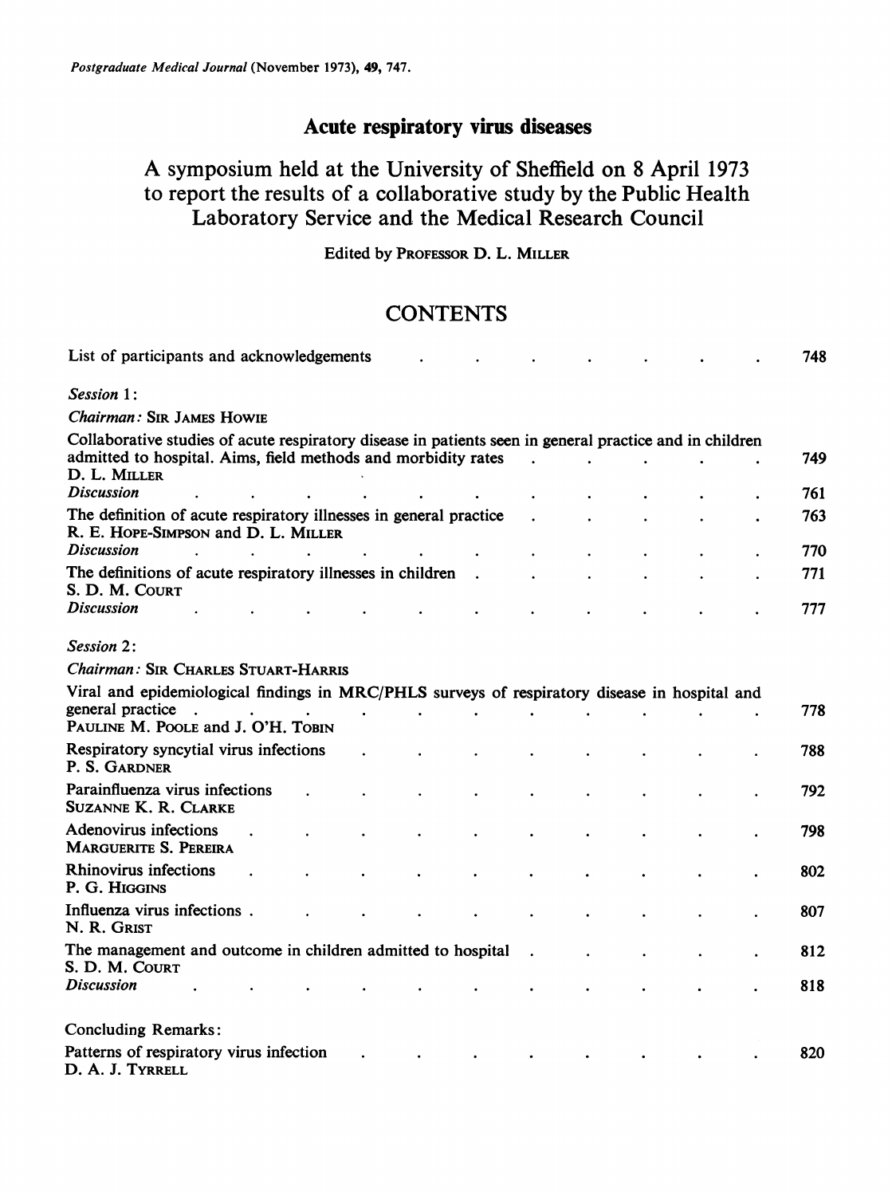# Acute respiratory virus diseases

## A symposium held at the University of Sheffield on 8 April 1973 to report the results of a collaborative study by the Public Health Laboratory Service and the Medical Research Council

Edited by PROFESSOR D. L. MILLER

## CONTENTS

List of participants and acknowledgements . . . . . . . . . 748

*Session 1:*

*Chairman:* SIR JAMES HOWIE

Collaborative studies of acute respiratory disease in patients seen in general practice and in children admitted to hospital. Aims, field methods and morbidity rates . . . . . . 749
D. L. MILLER

*Discussion* . . . . . . . . . . . . 761

The definition of acute respiratory illnesses in general practice . . . . . . 763
R. E. HOPE-SIMPSON and D. L. MILLER

*Discussion* . . . . . . . . . . . . 770

The definitions of acute respiratory illnesses in children . . . . . . . 771
S. D. M. COURT

*Discussion* . . . . . . . . . . . . 777

*Session 2:*

*Chairman:* SIR CHARLES STUART-HARRIS

Viral and epidemiological findings in MRC/PHLS surveys of respiratory disease in hospital and general practice . . . . . . . . . . . 778
PAULINE M. POOLE and J. O'H. TOBIN

Respiratory syncytial virus infections . . . . . . . . . 788
P. S. GARDNER

Parainfluenza virus infections . . . . . . . . . . 792
SUZANNE K. R. CLARKE

Adenovirus infections . . . . . . . . . . . 798
MARGUERITE S. PEREIRA

Rhinovirus infections . . . . . . . . . . . 802
P. G. HIGGINS

Influenza virus infections . . . . . . . . . . 807
N. R. GRIST

The management and outcome in children admitted to hospital . . . . . . 812
S. D. M. COURT

*Discussion* . . . . . . . . . . . . 818

Concluding Remarks:

Patterns of respiratory virus infection . . . . . . . . . 820
D. A. J. TYRRELL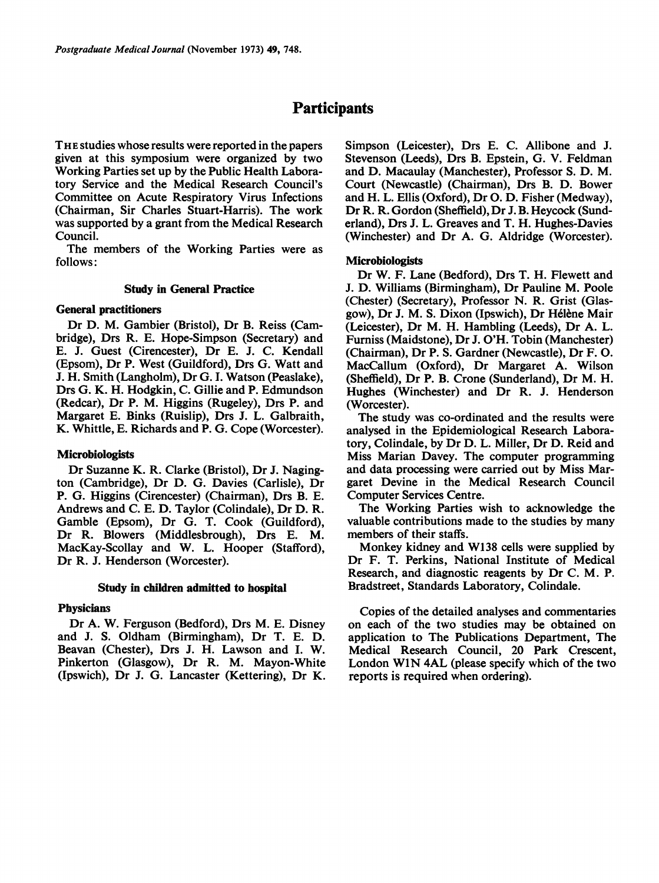# Participants

THE studies whose results were reported in the papers given at this symposium were organized by two Working Parties set up by the Public Health Laboratory Service and the Medical Research Council's Committee on Acute Respiratory Virus Infections (Chairman, Sir Charles Stuart-Harris). The work was supported by a grant from the Medical Research Council.

The members of the Working Parties were as follows:

### Study in General Practice

#### General practitioners

Dr D. M. Gambier (Bristol), Dr B. Reiss (Cambridge), Drs R. E. Hope-Simpson (Secretary) and E. J. Guest (Cirencester), Dr E. J. C. Kendall (Epsom), Dr P. West (Guildford), Drs G. Watt and J. H. Smith (Langholm), Dr G. I. Watson (Peaslake), Drs G. K. H. Hodgkin, C. Gillie and P. Edmundson (Redcar), Dr P. M. Higgins (Rugeley), Drs P. and Margaret E. Binks (Ruislip), Drs J. L. Galbraith, K. Whittle, E. Richards and P. G. Cope (Worcester).

#### Microbiologists

Dr Suzanne K. R. Clarke (Bristol), Dr J. Nagington (Cambridge), Dr D. G. Davies (Carlisle), Dr P. G. Higgins (Cirencester) (Chairman), Drs B. E. Andrews and C. E. D. Taylor (Colindale), Dr D. R. Gamble (Epsom), Dr G. T. Cook (Guildford), Dr R. Blowers (Middlesbrough), Drs E. M. MacKay-Scollay and W. L. Hooper (Stafford), Dr R. J. Henderson (Worcester).

### Study in children admitted to hospital

#### Physicians

Dr A. W. Ferguson (Bedford), Drs M. E. Disney and J. S. Oldham (Birmingham), Dr T. E. D. Beavan (Chester), Drs J. H. Lawson and I. W. Pinkerton (Glasgow), Dr R. M. Mayon-White (Ipswich), Dr J. G. Lancaster (Kettering), Dr K. Simpson (Leicester), Drs E. C. Allibone and J. Stevenson (Leeds), Drs B. Epstein, G. V. Feldman and D. Macaulay (Manchester), Professor S. D. M. Court (Newcastle) (Chairman), Drs B. D. Bower and H. L. Ellis (Oxford), Dr O. D. Fisher (Medway), Dr R. R. Gordon (Sheffield), Dr J. B. Heycock (Sunderland), Drs J. L. Greaves and T. H. Hughes-Davies (Winchester) and Dr A. G. Aldridge (Worcester).

#### Microbiologists

Dr W. F. Lane (Bedford), Drs T. H. Flewett and J. D. Williams (Birmingham), Dr Pauline M. Poole (Chester) (Secretary), Professor N. R. Grist (Glasgow), Dr J. M. S. Dixon (Ipswich), Dr Hélène Mair (Leicester), Dr M. H. Hambling (Leeds), Dr A. L. Furniss (Maidstone), Dr J. O'H. Tobin (Manchester) (Chairman), Dr P. S. Gardner (Newcastle), Dr F. O. MacCallum (Oxford), Dr Margaret A. Wilson (Sheffield), Dr P. B. Crone (Sunderland), Dr M. H. Hughes (Winchester) and Dr R. J. Henderson (Worcester).

The study was co-ordinated and the results were analysed in the Epidemiological Research Laboratory, Colindale, by Dr D. L. Miller, Dr D. Reid and Miss Marian Davey. The computer programming and data processing were carried out by Miss Margaret Devine in the Medical Research Council Computer Services Centre.

The Working Parties wish to acknowledge the valuable contributions made to the studies by many members of their staffs.

Monkey kidney and W138 cells were supplied by Dr F. T. Perkins, National Institute of Medical Research, and diagnostic reagents by Dr C. M. P. Bradstreet, Standards Laboratory, Colindale.

Copies of the detailed analyses and commentaries on each of the two studies may be obtained on application to The Publications Department, The Medical Research Council, 20 Park Crescent, London W1N 4AL (please specify which of the two reports is required when ordering).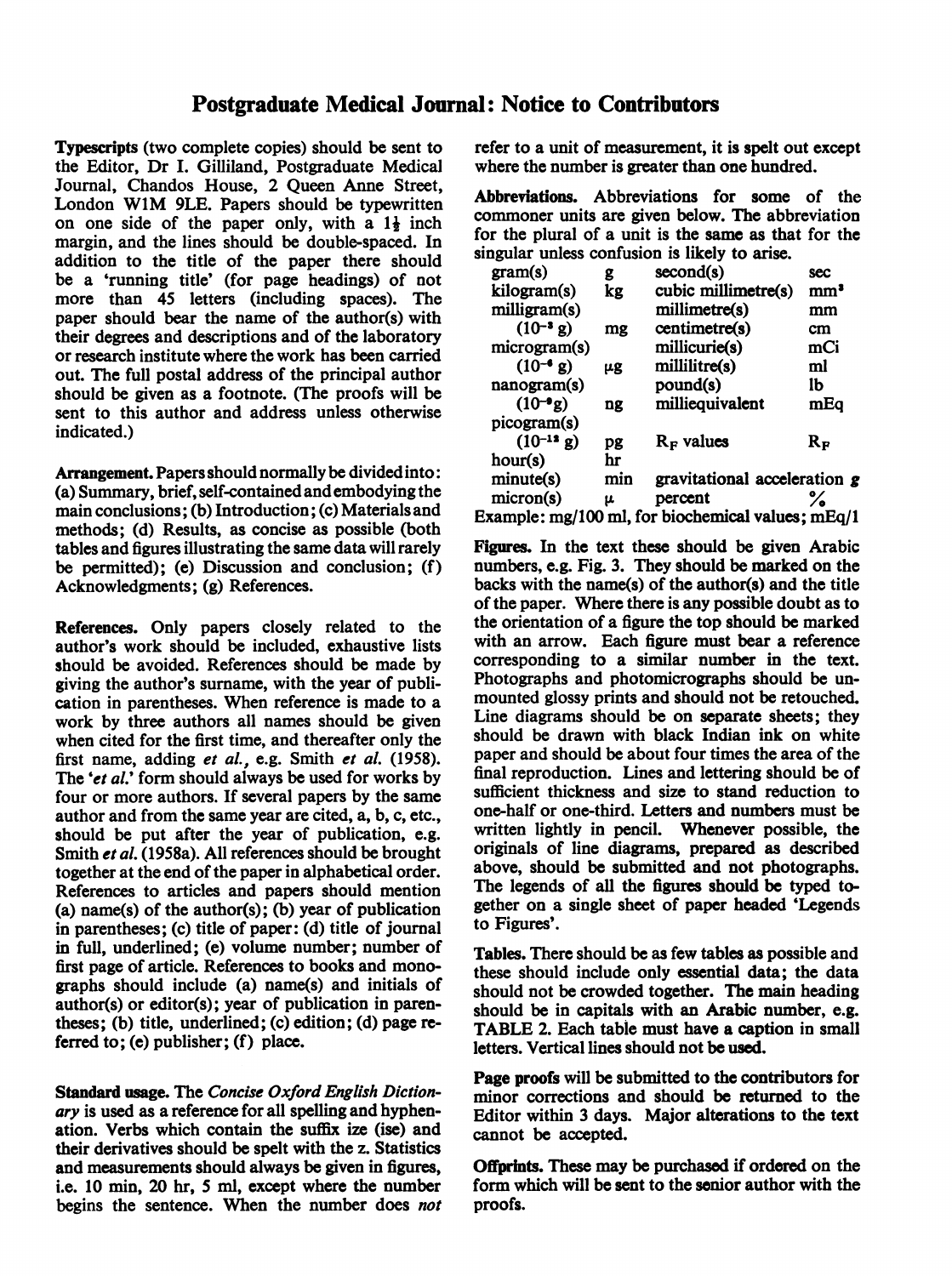# Postgraduate Medical Journal: Notice to Contributors

**Typescripts** (two complete copies) should be sent to the Editor, Dr I. Gilliland, Postgraduate Medical Journal, Chandos House, 2 Queen Anne Street, London W1M 9LE. Papers should be typewritten on one side of the paper only, with a 1½ inch margin, and the lines should be double-spaced. In addition to the title of the paper there should be a 'running title' (for page headings) of not more than 45 letters (including spaces). The paper should bear the name of the author(s) with their degrees and descriptions and of the laboratory or research institute where the work has been carried out. The full postal address of the principal author should be given as a footnote. (The proofs will be sent to this author and address unless otherwise indicated.)

**Arrangement.** Papers should normally be divided into: (a) Summary, brief, self-contained and embodying the main conclusions; (b) Introduction; (c) Materials and methods; (d) Results, as concise as possible (both tables and figures illustrating the same data will rarely be permitted); (e) Discussion and conclusion; (f) Acknowledgments; (g) References.

**References.** Only papers closely related to the author's work should be included, exhaustive lists should be avoided. References should be made by giving the author's surname, with the year of publication in parentheses. When reference is made to a work by three authors all names should be given when cited for the first time, and thereafter only the first name, adding *et al.*, e.g. Smith *et al.* (1958). The '*et al.*' form should always be used for works by four or more authors. If several papers by the same author and from the same year are cited, a, b, c, etc., should be put after the year of publication, e.g. Smith *et al.* (1958a). All references should be brought together at the end of the paper in alphabetical order. References to articles and papers should mention (a) name(s) of the author(s); (b) year of publication in parentheses; (c) title of paper: (d) title of journal in full, underlined; (e) volume number; number of first page of article. References to books and monographs should include (a) name(s) and initials of author(s) or editor(s); year of publication in parentheses; (b) title, underlined; (c) edition; (d) page referred to; (e) publisher; (f) place.

**Standard usage.** The *Concise Oxford English Dictionary* is used as a reference for all spelling and hyphenation. Verbs which contain the suffix ize (ise) and their derivatives should be spelt with the z. Statistics and measurements should always be given in figures, i.e. 10 min, 20 hr, 5 ml, except where the number begins the sentence. When the number does *not* refer to a unit of measurement, it is spelt out except where the number is greater than one hundred.

**Abbreviations.** Abbreviations for some of the commoner units are given below. The abbreviation for the plural of a unit is the same as that for the singular unless confusion is likely to arise.

| | | | |
|---|---|---|---|
| gram(s) | g | second(s) | sec |
| kilogram(s) | kg | cubic millimetre(s) | $mm^3$ |
| milligram(s) ($10^{-3}$ g) | mg | millimetre(s) | mm |
| | | centimetre(s) | cm |
| microgram(s) ($10^{-6}$ g) | μg | millicurie(s) | mCi |
| | | millilitre(s) | ml |
| nanogram(s) ($10^{-9}$g) | ng | pound(s) | lb |
| | | milliequivalent | mEq |
| picogram(s) ($10^{-12}$ g) | pg | $R_F$ values | $R_F$ |
| hour(s) | hr | | |
| minute(s) | min | gravitational acceleration | *g* |
| micron(s) | μ | percent | % |

Example: mg/100 ml, for biochemical values; mEq/l

**Figures.** In the text these should be given Arabic numbers, e.g. Fig. 3. They should be marked on the backs with the name(s) of the author(s) and the title of the paper. Where there is any possible doubt as to the orientation of a figure the top should be marked with an arrow. Each figure must bear a reference corresponding to a similar number in the text. Photographs and photomicrographs should be unmounted glossy prints and should not be retouched. Line diagrams should be on separate sheets; they should be drawn with black Indian ink on white paper and should be about four times the area of the final reproduction. Lines and lettering should be of sufficient thickness and size to stand reduction to one-half or one-third. Letters and numbers must be written lightly in pencil. Whenever possible, the originals of line diagrams, prepared as described above, should be submitted and not photographs. The legends of all the figures should be typed together on a single sheet of paper headed 'Legends to Figures'.

**Tables.** There should be as few tables as possible and these should include only essential data; the data should not be crowded together. The main heading should be in capitals with an Arabic number, e.g. TABLE 2. Each table must have a caption in small letters. Vertical lines should not be used.

**Page proofs** will be submitted to the contributors for minor corrections and should be returned to the Editor within 3 days. Major alterations to the text cannot be accepted.

**Offprints.** These may be purchased if ordered on the form which will be sent to the senior author with the proofs.